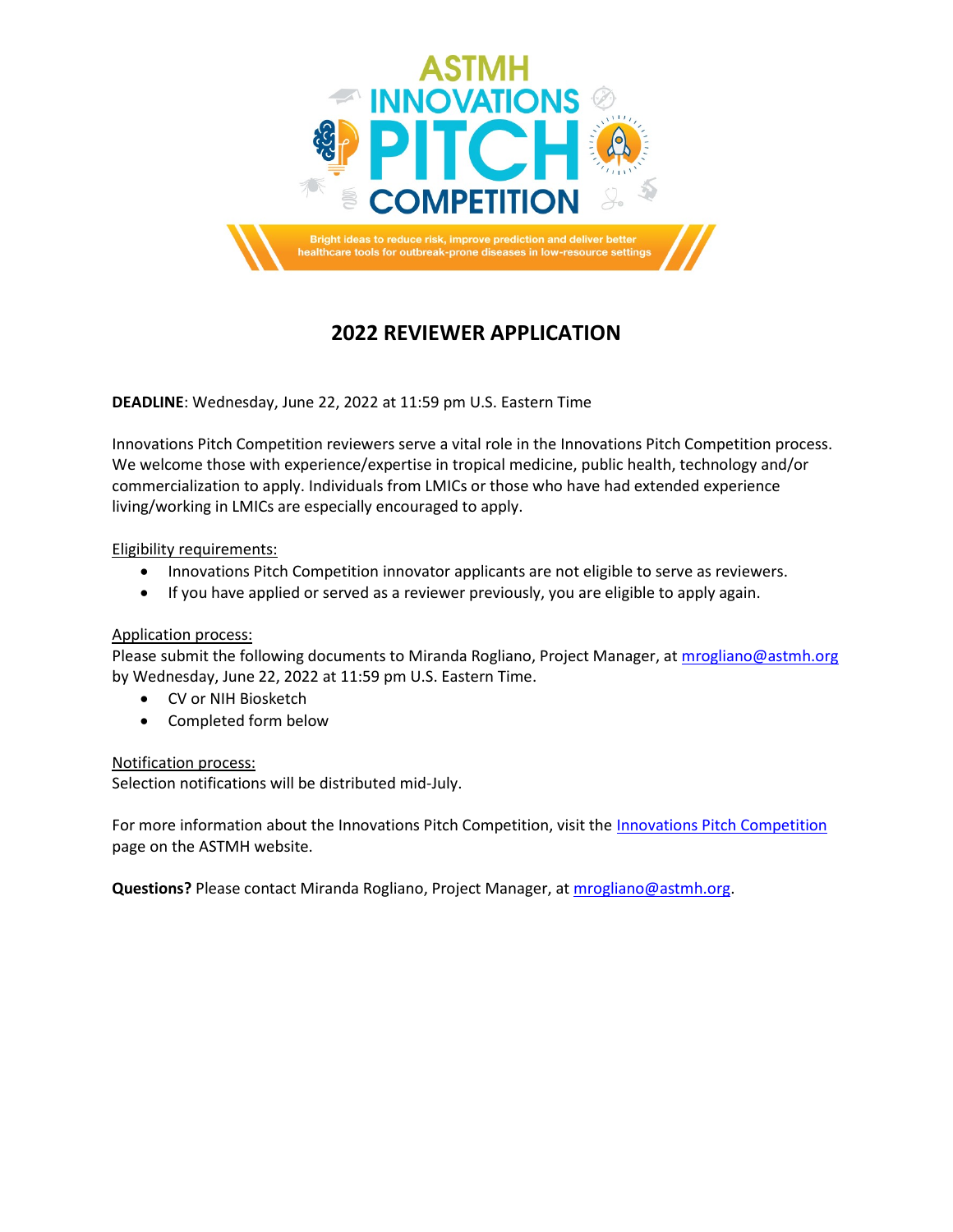# ASTMH INNOVATIONS PITCH COMPETITION

Bright ideas to reduce risk, improve prediction and deliver better healthcare tools for outbreak-prone diseases in low-resource settings

## 2022 REVIEWER APPLICATION

**DEADLINE**: Wednesday, June 22, 2022 at 11:59 pm U.S. Eastern Time

Innovations Pitch Competition reviewers serve a vital role in the Innovations Pitch Competition process. We welcome those with experience/expertise in tropical medicine, public health, technology and/or commercialization to apply. Individuals from LMICs or those who have had extended experience living/working in LMICs are especially encouraged to apply.

<u>Eligibility requirements:</u>

- Innovations Pitch Competition innovator applicants are not eligible to serve as reviewers.
- If you have applied or served as a reviewer previously, you are eligible to apply again.

<u>Application process:</u>

Please submit the following documents to Miranda Rogliano, Project Manager, at mrogliano@astmh.org by Wednesday, June 22, 2022 at 11:59 pm U.S. Eastern Time.

- CV or NIH Biosketch
- Completed form below

<u>Notification process:</u>

Selection notifications will be distributed mid-July.

For more information about the Innovations Pitch Competition, visit the Innovations Pitch Competition page on the ASTMH website.

**Questions?** Please contact Miranda Rogliano, Project Manager, at mrogliano@astmh.org.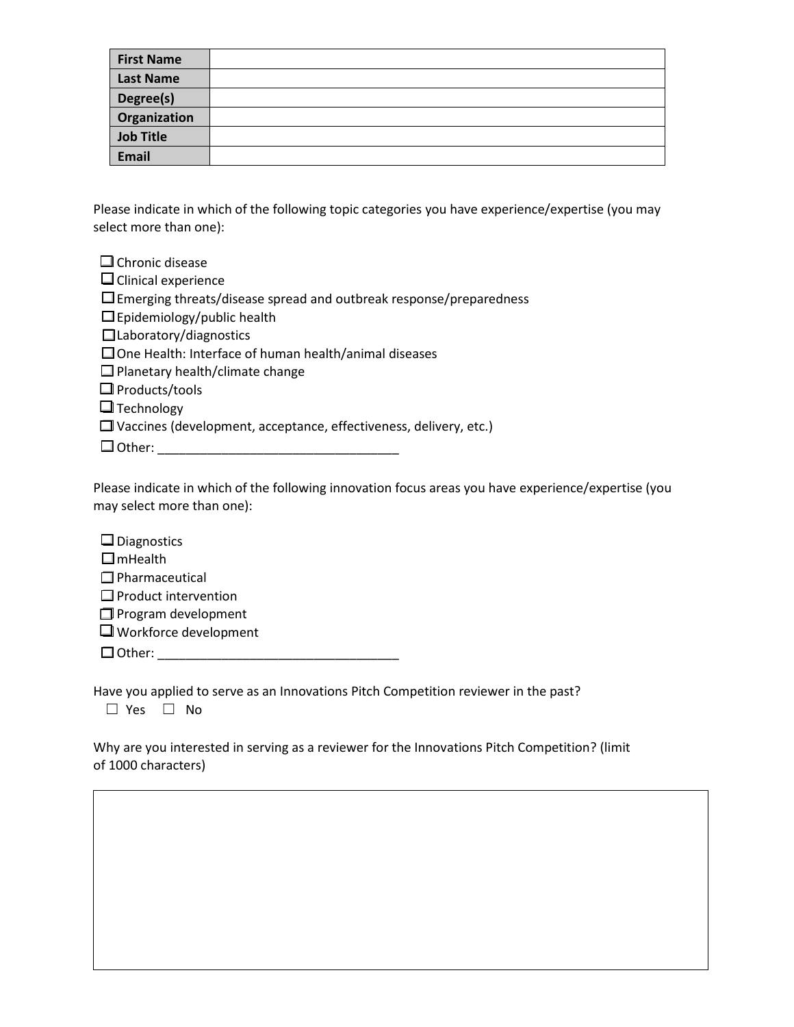| | |
|---|---|
| **First Name** | |
| **Last Name** | |
| **Degree(s)** | |
| **Organization** | |
| **Job Title** | |
| **Email** | |

Please indicate in which of the following topic categories you have experience/expertise (you may select more than one):

- ☐ Chronic disease
- ☐ Clinical experience
- ☐ Emerging threats/disease spread and outbreak response/preparedness
- ☐ Epidemiology/public health
- ☐ Laboratory/diagnostics
- ☐ One Health: Interface of human health/animal diseases
- ☐ Planetary health/climate change
- ☐ Products/tools
- ☐ Technology
- ☐ Vaccines (development, acceptance, effectiveness, delivery, etc.)
- ☐ Other: ________________________________

Please indicate in which of the following innovation focus areas you have experience/expertise (you may select more than one):

- ☐ Diagnostics
- ☐ mHealth
- ☐ Pharmaceutical
- ☐ Product intervention
- ☐ Program development
- ☐ Workforce development
- ☐ Other: ________________________________

Have you applied to serve as an Innovations Pitch Competition reviewer in the past?

☐ Yes ☐ No

Why are you interested in serving as a reviewer for the Innovations Pitch Competition? (limit of 1000 characters)

| |
|---|
| |